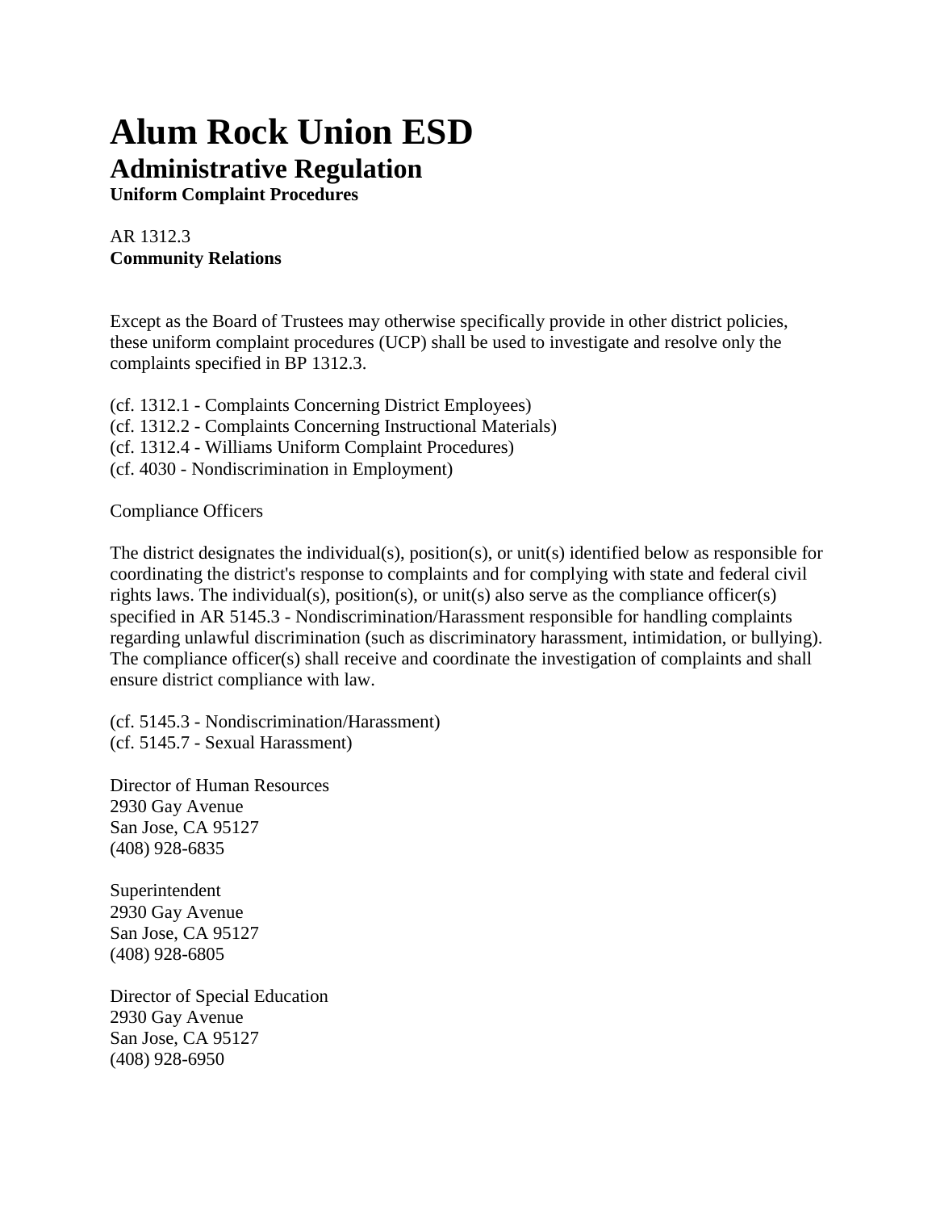# Alum Rock Union ESD

## Administrative Regulation

**Uniform Complaint Procedures**

AR 1312.3
**Community Relations**

Except as the Board of Trustees may otherwise specifically provide in other district policies, these uniform complaint procedures (UCP) shall be used to investigate and resolve only the complaints specified in BP 1312.3.

(cf. 1312.1 - Complaints Concerning District Employees)
(cf. 1312.2 - Complaints Concerning Instructional Materials)
(cf. 1312.4 - Williams Uniform Complaint Procedures)
(cf. 4030 - Nondiscrimination in Employment)

Compliance Officers

The district designates the individual(s), position(s), or unit(s) identified below as responsible for coordinating the district's response to complaints and for complying with state and federal civil rights laws. The individual(s), position(s), or unit(s) also serve as the compliance officer(s) specified in AR 5145.3 - Nondiscrimination/Harassment responsible for handling complaints regarding unlawful discrimination (such as discriminatory harassment, intimidation, or bullying). The compliance officer(s) shall receive and coordinate the investigation of complaints and shall ensure district compliance with law.

(cf. 5145.3 - Nondiscrimination/Harassment)
(cf. 5145.7 - Sexual Harassment)

Director of Human Resources
2930 Gay Avenue
San Jose, CA 95127
(408) 928-6835

Superintendent
2930 Gay Avenue
San Jose, CA 95127
(408) 928-6805

Director of Special Education
2930 Gay Avenue
San Jose, CA 95127
(408) 928-6950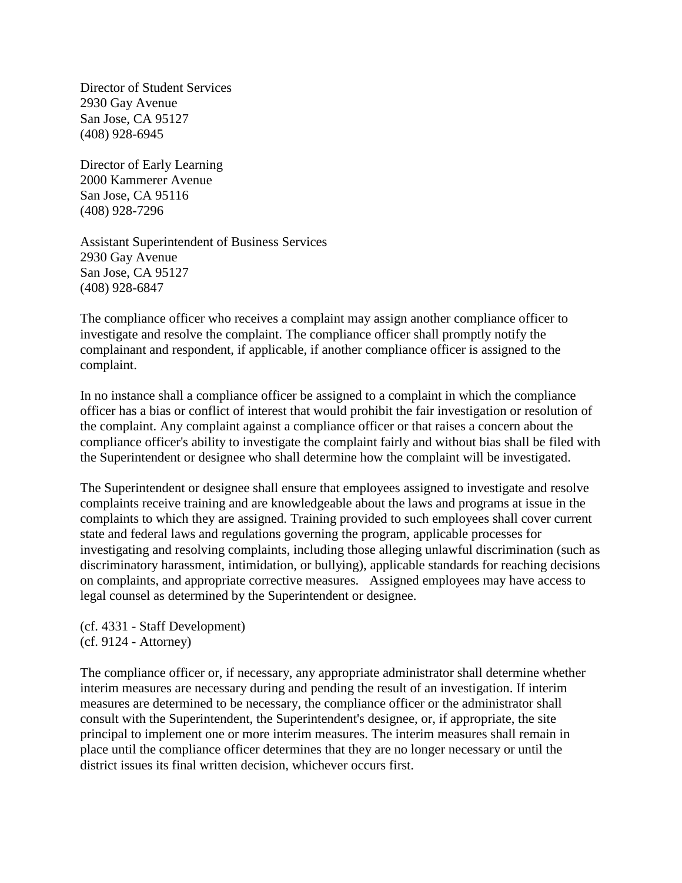Director of Student Services
2930 Gay Avenue
San Jose, CA 95127
(408) 928-6945

Director of Early Learning
2000 Kammerer Avenue
San Jose, CA 95116
(408) 928-7296

Assistant Superintendent of Business Services
2930 Gay Avenue
San Jose, CA 95127
(408) 928-6847

The compliance officer who receives a complaint may assign another compliance officer to investigate and resolve the complaint. The compliance officer shall promptly notify the complainant and respondent, if applicable, if another compliance officer is assigned to the complaint.

In no instance shall a compliance officer be assigned to a complaint in which the compliance officer has a bias or conflict of interest that would prohibit the fair investigation or resolution of the complaint. Any complaint against a compliance officer or that raises a concern about the compliance officer's ability to investigate the complaint fairly and without bias shall be filed with the Superintendent or designee who shall determine how the complaint will be investigated.

The Superintendent or designee shall ensure that employees assigned to investigate and resolve complaints receive training and are knowledgeable about the laws and programs at issue in the complaints to which they are assigned. Training provided to such employees shall cover current state and federal laws and regulations governing the program, applicable processes for investigating and resolving complaints, including those alleging unlawful discrimination (such as discriminatory harassment, intimidation, or bullying), applicable standards for reaching decisions on complaints, and appropriate corrective measures. Assigned employees may have access to legal counsel as determined by the Superintendent or designee.

(cf. 4331 - Staff Development)
(cf. 9124 - Attorney)

The compliance officer or, if necessary, any appropriate administrator shall determine whether interim measures are necessary during and pending the result of an investigation. If interim measures are determined to be necessary, the compliance officer or the administrator shall consult with the Superintendent, the Superintendent's designee, or, if appropriate, the site principal to implement one or more interim measures. The interim measures shall remain in place until the compliance officer determines that they are no longer necessary or until the district issues its final written decision, whichever occurs first.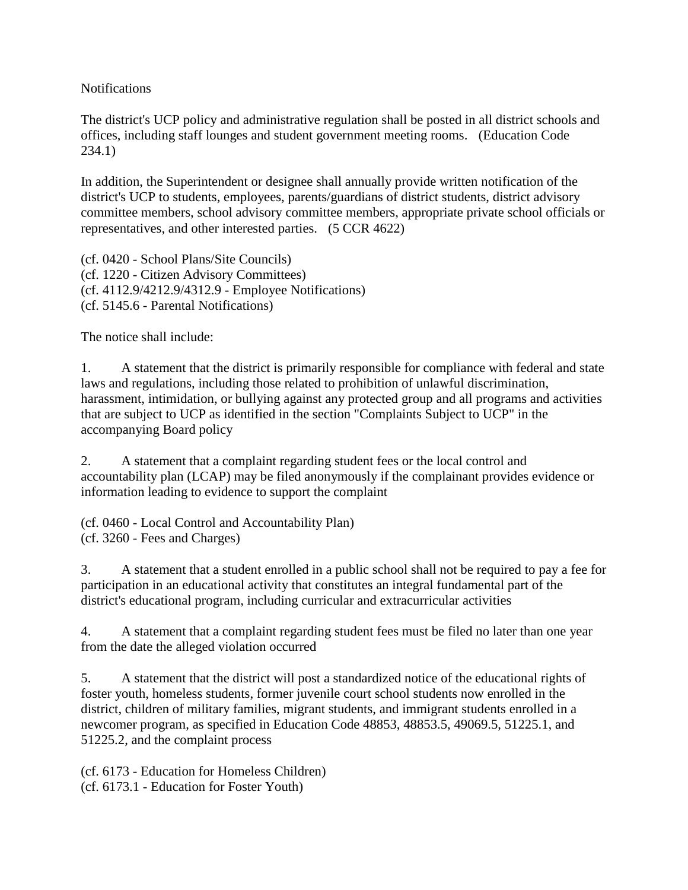Notifications

The district's UCP policy and administrative regulation shall be posted in all district schools and offices, including staff lounges and student government meeting rooms. (Education Code 234.1)

In addition, the Superintendent or designee shall annually provide written notification of the district's UCP to students, employees, parents/guardians of district students, district advisory committee members, school advisory committee members, appropriate private school officials or representatives, and other interested parties. (5 CCR 4622)

(cf. 0420 - School Plans/Site Councils)
(cf. 1220 - Citizen Advisory Committees)
(cf. 4112.9/4212.9/4312.9 - Employee Notifications)
(cf. 5145.6 - Parental Notifications)

The notice shall include:

1. A statement that the district is primarily responsible for compliance with federal and state laws and regulations, including those related to prohibition of unlawful discrimination, harassment, intimidation, or bullying against any protected group and all programs and activities that are subject to UCP as identified in the section "Complaints Subject to UCP" in the accompanying Board policy

2. A statement that a complaint regarding student fees or the local control and accountability plan (LCAP) may be filed anonymously if the complainant provides evidence or information leading to evidence to support the complaint

(cf. 0460 - Local Control and Accountability Plan)
(cf. 3260 - Fees and Charges)

3. A statement that a student enrolled in a public school shall not be required to pay a fee for participation in an educational activity that constitutes an integral fundamental part of the district's educational program, including curricular and extracurricular activities

4. A statement that a complaint regarding student fees must be filed no later than one year from the date the alleged violation occurred

5. A statement that the district will post a standardized notice of the educational rights of foster youth, homeless students, former juvenile court school students now enrolled in the district, children of military families, migrant students, and immigrant students enrolled in a newcomer program, as specified in Education Code 48853, 48853.5, 49069.5, 51225.1, and 51225.2, and the complaint process

(cf. 6173 - Education for Homeless Children)
(cf. 6173.1 - Education for Foster Youth)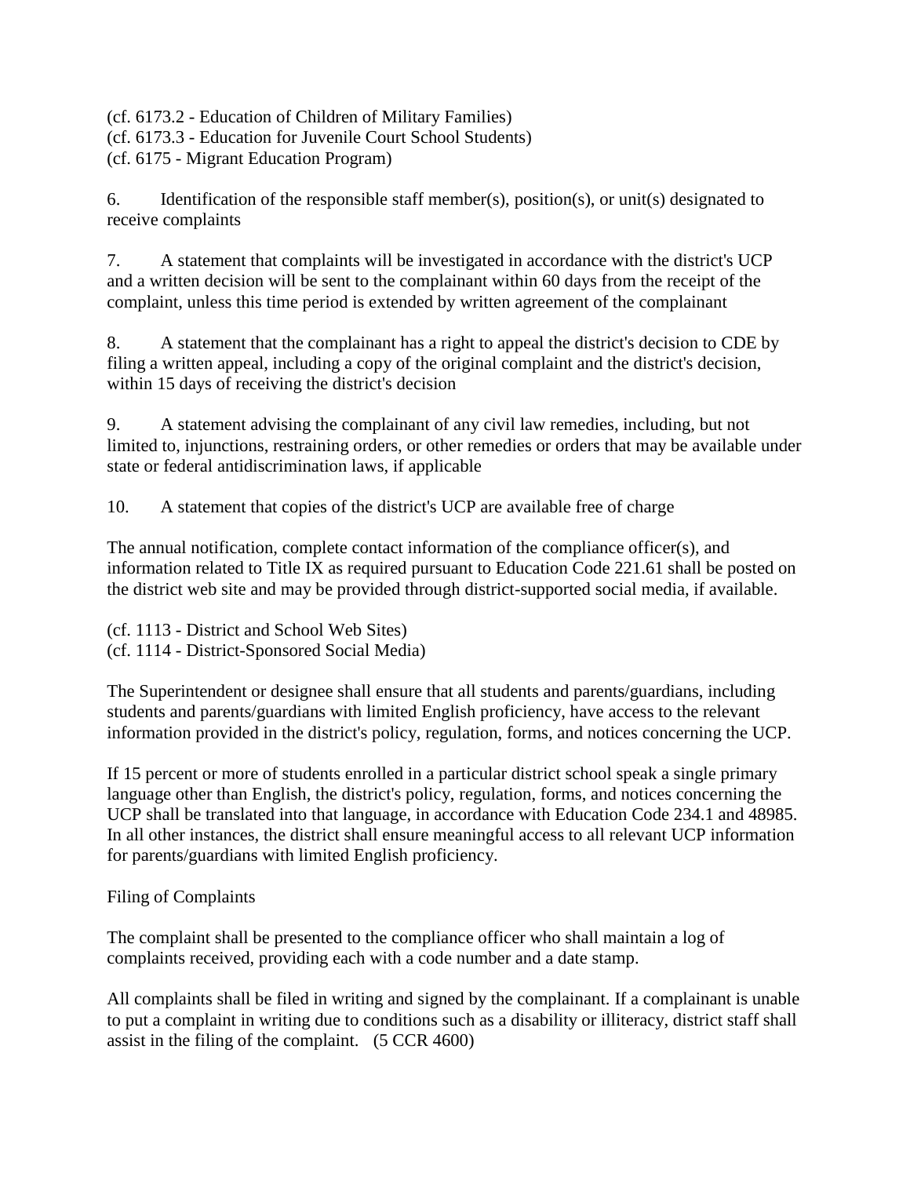(cf. 6173.2 - Education of Children of Military Families)
(cf. 6173.3 - Education for Juvenile Court School Students)
(cf. 6175 - Migrant Education Program)

6. Identification of the responsible staff member(s), position(s), or unit(s) designated to receive complaints

7. A statement that complaints will be investigated in accordance with the district's UCP and a written decision will be sent to the complainant within 60 days from the receipt of the complaint, unless this time period is extended by written agreement of the complainant

8. A statement that the complainant has a right to appeal the district's decision to CDE by filing a written appeal, including a copy of the original complaint and the district's decision, within 15 days of receiving the district's decision

9. A statement advising the complainant of any civil law remedies, including, but not limited to, injunctions, restraining orders, or other remedies or orders that may be available under state or federal antidiscrimination laws, if applicable

10. A statement that copies of the district's UCP are available free of charge

The annual notification, complete contact information of the compliance officer(s), and information related to Title IX as required pursuant to Education Code 221.61 shall be posted on the district web site and may be provided through district-supported social media, if available.

(cf. 1113 - District and School Web Sites)
(cf. 1114 - District-Sponsored Social Media)

The Superintendent or designee shall ensure that all students and parents/guardians, including students and parents/guardians with limited English proficiency, have access to the relevant information provided in the district's policy, regulation, forms, and notices concerning the UCP.

If 15 percent or more of students enrolled in a particular district school speak a single primary language other than English, the district's policy, regulation, forms, and notices concerning the UCP shall be translated into that language, in accordance with Education Code 234.1 and 48985. In all other instances, the district shall ensure meaningful access to all relevant UCP information for parents/guardians with limited English proficiency.

Filing of Complaints

The complaint shall be presented to the compliance officer who shall maintain a log of complaints received, providing each with a code number and a date stamp.

All complaints shall be filed in writing and signed by the complainant. If a complainant is unable to put a complaint in writing due to conditions such as a disability or illiteracy, district staff shall assist in the filing of the complaint. (5 CCR 4600)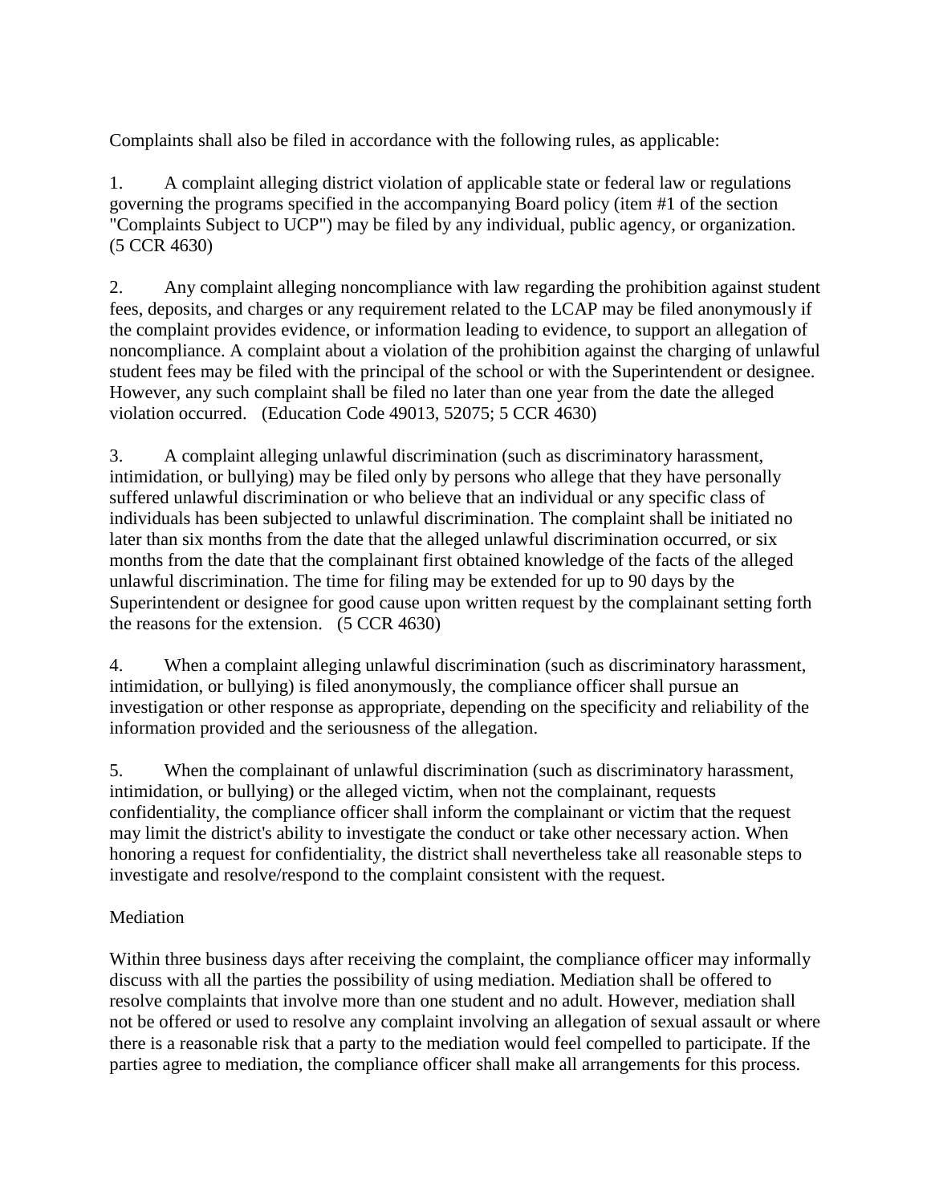Complaints shall also be filed in accordance with the following rules, as applicable:

1. A complaint alleging district violation of applicable state or federal law or regulations governing the programs specified in the accompanying Board policy (item #1 of the section "Complaints Subject to UCP") may be filed by any individual, public agency, or organization. (5 CCR 4630)

2. Any complaint alleging noncompliance with law regarding the prohibition against student fees, deposits, and charges or any requirement related to the LCAP may be filed anonymously if the complaint provides evidence, or information leading to evidence, to support an allegation of noncompliance. A complaint about a violation of the prohibition against the charging of unlawful student fees may be filed with the principal of the school or with the Superintendent or designee. However, any such complaint shall be filed no later than one year from the date the alleged violation occurred. (Education Code 49013, 52075; 5 CCR 4630)

3. A complaint alleging unlawful discrimination (such as discriminatory harassment, intimidation, or bullying) may be filed only by persons who allege that they have personally suffered unlawful discrimination or who believe that an individual or any specific class of individuals has been subjected to unlawful discrimination. The complaint shall be initiated no later than six months from the date that the alleged unlawful discrimination occurred, or six months from the date that the complainant first obtained knowledge of the facts of the alleged unlawful discrimination. The time for filing may be extended for up to 90 days by the Superintendent or designee for good cause upon written request by the complainant setting forth the reasons for the extension. (5 CCR 4630)

4. When a complaint alleging unlawful discrimination (such as discriminatory harassment, intimidation, or bullying) is filed anonymously, the compliance officer shall pursue an investigation or other response as appropriate, depending on the specificity and reliability of the information provided and the seriousness of the allegation.

5. When the complainant of unlawful discrimination (such as discriminatory harassment, intimidation, or bullying) or the alleged victim, when not the complainant, requests confidentiality, the compliance officer shall inform the complainant or victim that the request may limit the district's ability to investigate the conduct or take other necessary action. When honoring a request for confidentiality, the district shall nevertheless take all reasonable steps to investigate and resolve/respond to the complaint consistent with the request.

## Mediation

Within three business days after receiving the complaint, the compliance officer may informally discuss with all the parties the possibility of using mediation. Mediation shall be offered to resolve complaints that involve more than one student and no adult. However, mediation shall not be offered or used to resolve any complaint involving an allegation of sexual assault or where there is a reasonable risk that a party to the mediation would feel compelled to participate. If the parties agree to mediation, the compliance officer shall make all arrangements for this process.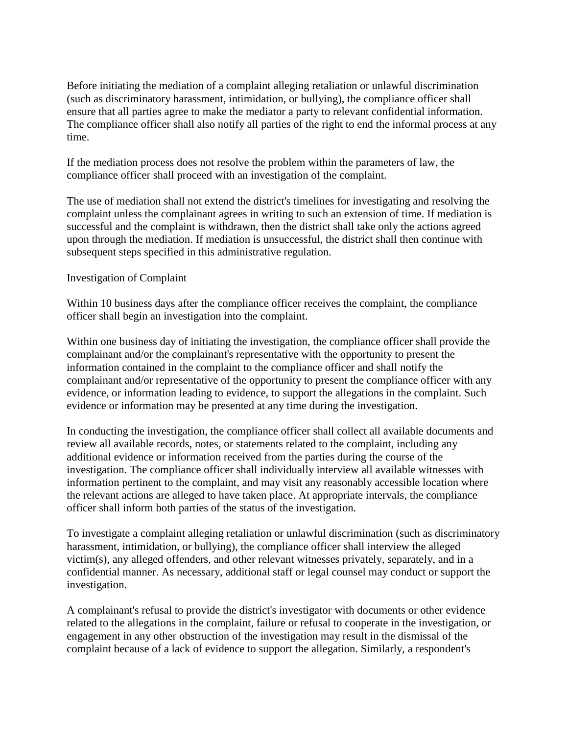Before initiating the mediation of a complaint alleging retaliation or unlawful discrimination (such as discriminatory harassment, intimidation, or bullying), the compliance officer shall ensure that all parties agree to make the mediator a party to relevant confidential information. The compliance officer shall also notify all parties of the right to end the informal process at any time.

If the mediation process does not resolve the problem within the parameters of law, the compliance officer shall proceed with an investigation of the complaint.

The use of mediation shall not extend the district's timelines for investigating and resolving the complaint unless the complainant agrees in writing to such an extension of time. If mediation is successful and the complaint is withdrawn, then the district shall take only the actions agreed upon through the mediation. If mediation is unsuccessful, the district shall then continue with subsequent steps specified in this administrative regulation.

## Investigation of Complaint

Within 10 business days after the compliance officer receives the complaint, the compliance officer shall begin an investigation into the complaint.

Within one business day of initiating the investigation, the compliance officer shall provide the complainant and/or the complainant's representative with the opportunity to present the information contained in the complaint to the compliance officer and shall notify the complainant and/or representative of the opportunity to present the compliance officer with any evidence, or information leading to evidence, to support the allegations in the complaint. Such evidence or information may be presented at any time during the investigation.

In conducting the investigation, the compliance officer shall collect all available documents and review all available records, notes, or statements related to the complaint, including any additional evidence or information received from the parties during the course of the investigation. The compliance officer shall individually interview all available witnesses with information pertinent to the complaint, and may visit any reasonably accessible location where the relevant actions are alleged to have taken place. At appropriate intervals, the compliance officer shall inform both parties of the status of the investigation.

To investigate a complaint alleging retaliation or unlawful discrimination (such as discriminatory harassment, intimidation, or bullying), the compliance officer shall interview the alleged victim(s), any alleged offenders, and other relevant witnesses privately, separately, and in a confidential manner. As necessary, additional staff or legal counsel may conduct or support the investigation.

A complainant's refusal to provide the district's investigator with documents or other evidence related to the allegations in the complaint, failure or refusal to cooperate in the investigation, or engagement in any other obstruction of the investigation may result in the dismissal of the complaint because of a lack of evidence to support the allegation. Similarly, a respondent's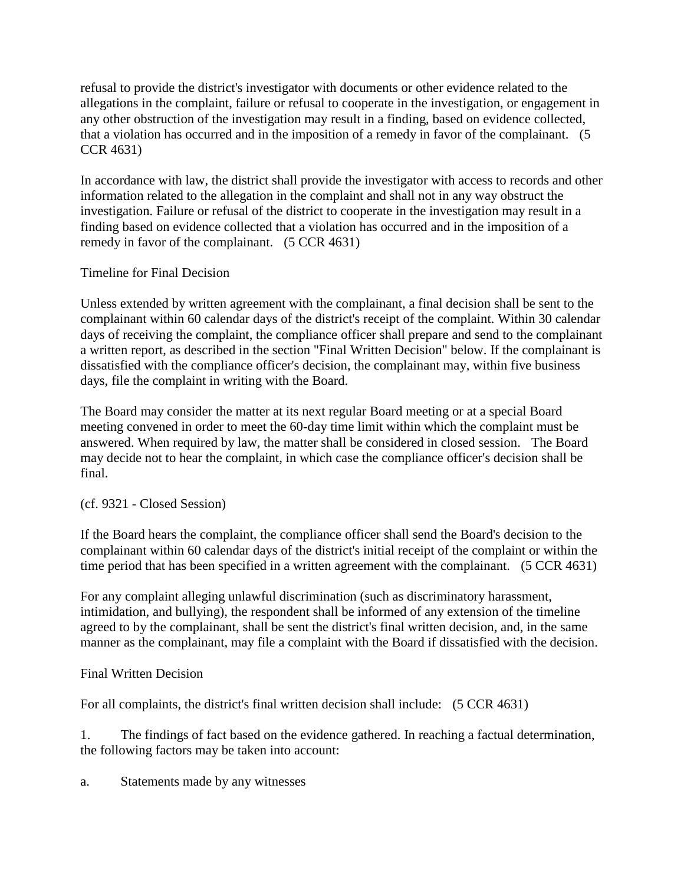refusal to provide the district's investigator with documents or other evidence related to the allegations in the complaint, failure or refusal to cooperate in the investigation, or engagement in any other obstruction of the investigation may result in a finding, based on evidence collected, that a violation has occurred and in the imposition of a remedy in favor of the complainant. (5 CCR 4631)

In accordance with law, the district shall provide the investigator with access to records and other information related to the allegation in the complaint and shall not in any way obstruct the investigation. Failure or refusal of the district to cooperate in the investigation may result in a finding based on evidence collected that a violation has occurred and in the imposition of a remedy in favor of the complainant. (5 CCR 4631)

Timeline for Final Decision

Unless extended by written agreement with the complainant, a final decision shall be sent to the complainant within 60 calendar days of the district's receipt of the complaint. Within 30 calendar days of receiving the complaint, the compliance officer shall prepare and send to the complainant a written report, as described in the section "Final Written Decision" below. If the complainant is dissatisfied with the compliance officer's decision, the complainant may, within five business days, file the complaint in writing with the Board.

The Board may consider the matter at its next regular Board meeting or at a special Board meeting convened in order to meet the 60-day time limit within which the complaint must be answered. When required by law, the matter shall be considered in closed session. The Board may decide not to hear the complaint, in which case the compliance officer's decision shall be final.

(cf. 9321 - Closed Session)

If the Board hears the complaint, the compliance officer shall send the Board's decision to the complainant within 60 calendar days of the district's initial receipt of the complaint or within the time period that has been specified in a written agreement with the complainant. (5 CCR 4631)

For any complaint alleging unlawful discrimination (such as discriminatory harassment, intimidation, and bullying), the respondent shall be informed of any extension of the timeline agreed to by the complainant, shall be sent the district's final written decision, and, in the same manner as the complainant, may file a complaint with the Board if dissatisfied with the decision.

Final Written Decision

For all complaints, the district's final written decision shall include: (5 CCR 4631)

1. The findings of fact based on the evidence gathered. In reaching a factual determination, the following factors may be taken into account:

a. Statements made by any witnesses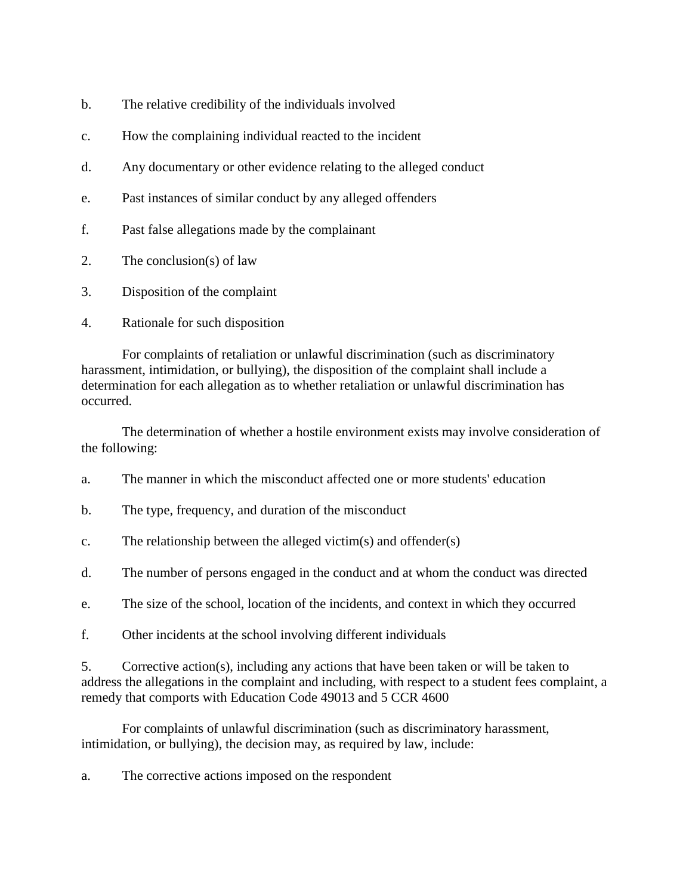b. The relative credibility of the individuals involved

c. How the complaining individual reacted to the incident

d. Any documentary or other evidence relating to the alleged conduct

e. Past instances of similar conduct by any alleged offenders

f. Past false allegations made by the complainant

2. The conclusion(s) of law

3. Disposition of the complaint

4. Rationale for such disposition

For complaints of retaliation or unlawful discrimination (such as discriminatory harassment, intimidation, or bullying), the disposition of the complaint shall include a determination for each allegation as to whether retaliation or unlawful discrimination has occurred.

The determination of whether a hostile environment exists may involve consideration of the following:

a. The manner in which the misconduct affected one or more students' education

b. The type, frequency, and duration of the misconduct

c. The relationship between the alleged victim(s) and offender(s)

d. The number of persons engaged in the conduct and at whom the conduct was directed

e. The size of the school, location of the incidents, and context in which they occurred

f. Other incidents at the school involving different individuals

5. Corrective action(s), including any actions that have been taken or will be taken to address the allegations in the complaint and including, with respect to a student fees complaint, a remedy that comports with Education Code 49013 and 5 CCR 4600

For complaints of unlawful discrimination (such as discriminatory harassment, intimidation, or bullying), the decision may, as required by law, include:

a. The corrective actions imposed on the respondent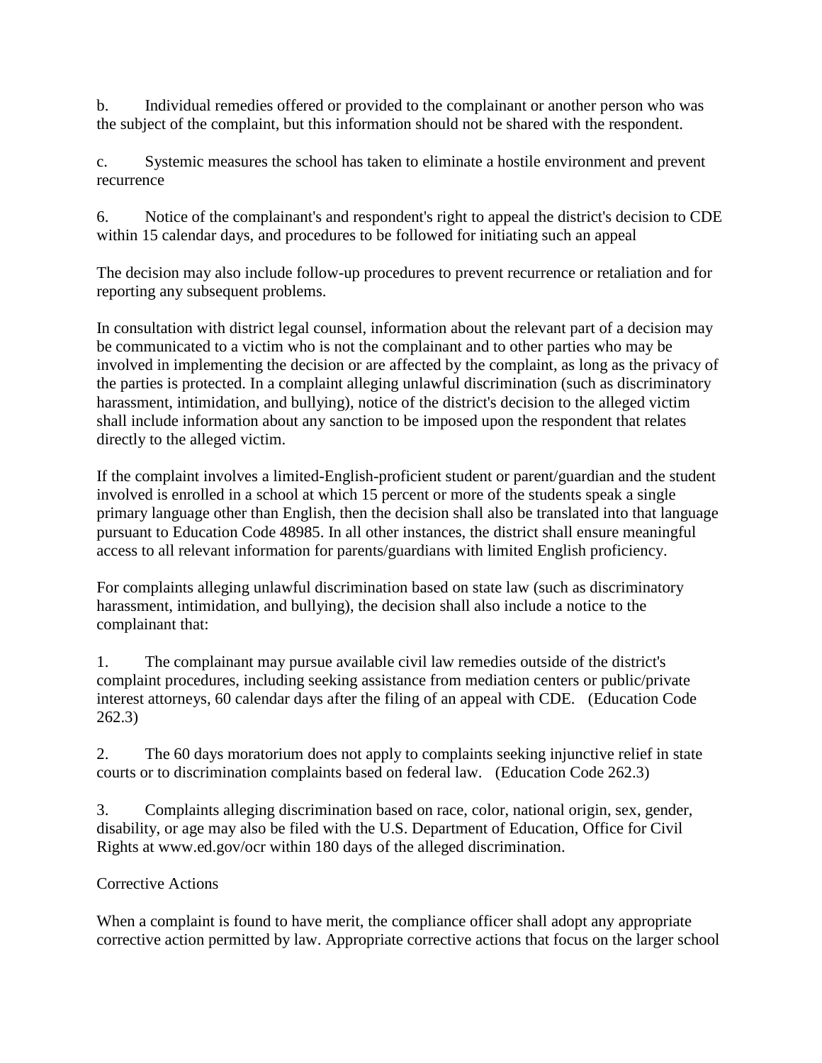b. Individual remedies offered or provided to the complainant or another person who was the subject of the complaint, but this information should not be shared with the respondent.

c. Systemic measures the school has taken to eliminate a hostile environment and prevent recurrence

6. Notice of the complainant's and respondent's right to appeal the district's decision to CDE within 15 calendar days, and procedures to be followed for initiating such an appeal

The decision may also include follow-up procedures to prevent recurrence or retaliation and for reporting any subsequent problems.

In consultation with district legal counsel, information about the relevant part of a decision may be communicated to a victim who is not the complainant and to other parties who may be involved in implementing the decision or are affected by the complaint, as long as the privacy of the parties is protected. In a complaint alleging unlawful discrimination (such as discriminatory harassment, intimidation, and bullying), notice of the district's decision to the alleged victim shall include information about any sanction to be imposed upon the respondent that relates directly to the alleged victim.

If the complaint involves a limited-English-proficient student or parent/guardian and the student involved is enrolled in a school at which 15 percent or more of the students speak a single primary language other than English, then the decision shall also be translated into that language pursuant to Education Code 48985. In all other instances, the district shall ensure meaningful access to all relevant information for parents/guardians with limited English proficiency.

For complaints alleging unlawful discrimination based on state law (such as discriminatory harassment, intimidation, and bullying), the decision shall also include a notice to the complainant that:

1. The complainant may pursue available civil law remedies outside of the district's complaint procedures, including seeking assistance from mediation centers or public/private interest attorneys, 60 calendar days after the filing of an appeal with CDE. (Education Code 262.3)

2. The 60 days moratorium does not apply to complaints seeking injunctive relief in state courts or to discrimination complaints based on federal law. (Education Code 262.3)

3. Complaints alleging discrimination based on race, color, national origin, sex, gender, disability, or age may also be filed with the U.S. Department of Education, Office for Civil Rights at www.ed.gov/ocr within 180 days of the alleged discrimination.

Corrective Actions

When a complaint is found to have merit, the compliance officer shall adopt any appropriate corrective action permitted by law. Appropriate corrective actions that focus on the larger school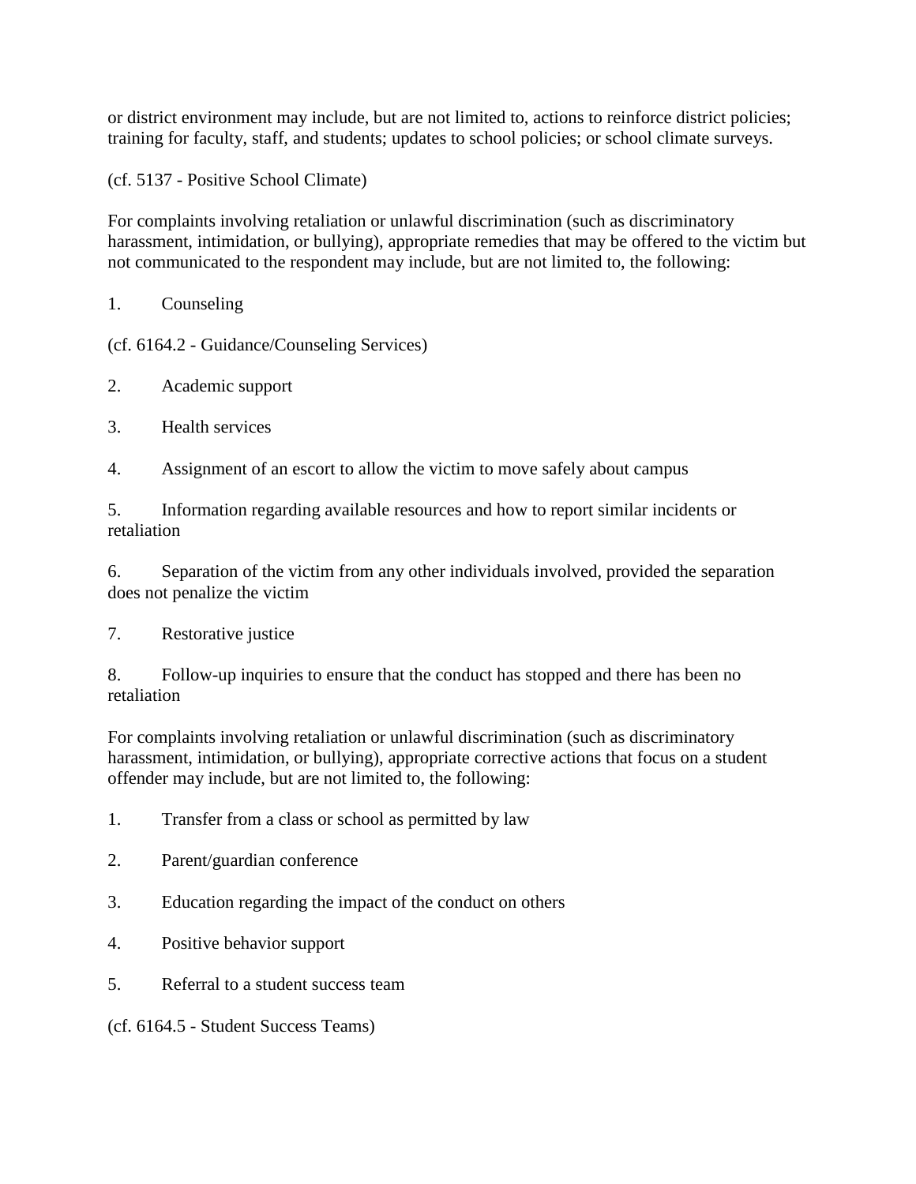or district environment may include, but are not limited to, actions to reinforce district policies; training for faculty, staff, and students; updates to school policies; or school climate surveys.

(cf. 5137 - Positive School Climate)

For complaints involving retaliation or unlawful discrimination (such as discriminatory harassment, intimidation, or bullying), appropriate remedies that may be offered to the victim but not communicated to the respondent may include, but are not limited to, the following:

1. Counseling

(cf. 6164.2 - Guidance/Counseling Services)

2. Academic support

3. Health services

4. Assignment of an escort to allow the victim to move safely about campus

5. Information regarding available resources and how to report similar incidents or retaliation

6. Separation of the victim from any other individuals involved, provided the separation does not penalize the victim

7. Restorative justice

8. Follow-up inquiries to ensure that the conduct has stopped and there has been no retaliation

For complaints involving retaliation or unlawful discrimination (such as discriminatory harassment, intimidation, or bullying), appropriate corrective actions that focus on a student offender may include, but are not limited to, the following:

1. Transfer from a class or school as permitted by law

2. Parent/guardian conference

3. Education regarding the impact of the conduct on others

4. Positive behavior support

5. Referral to a student success team

(cf. 6164.5 - Student Success Teams)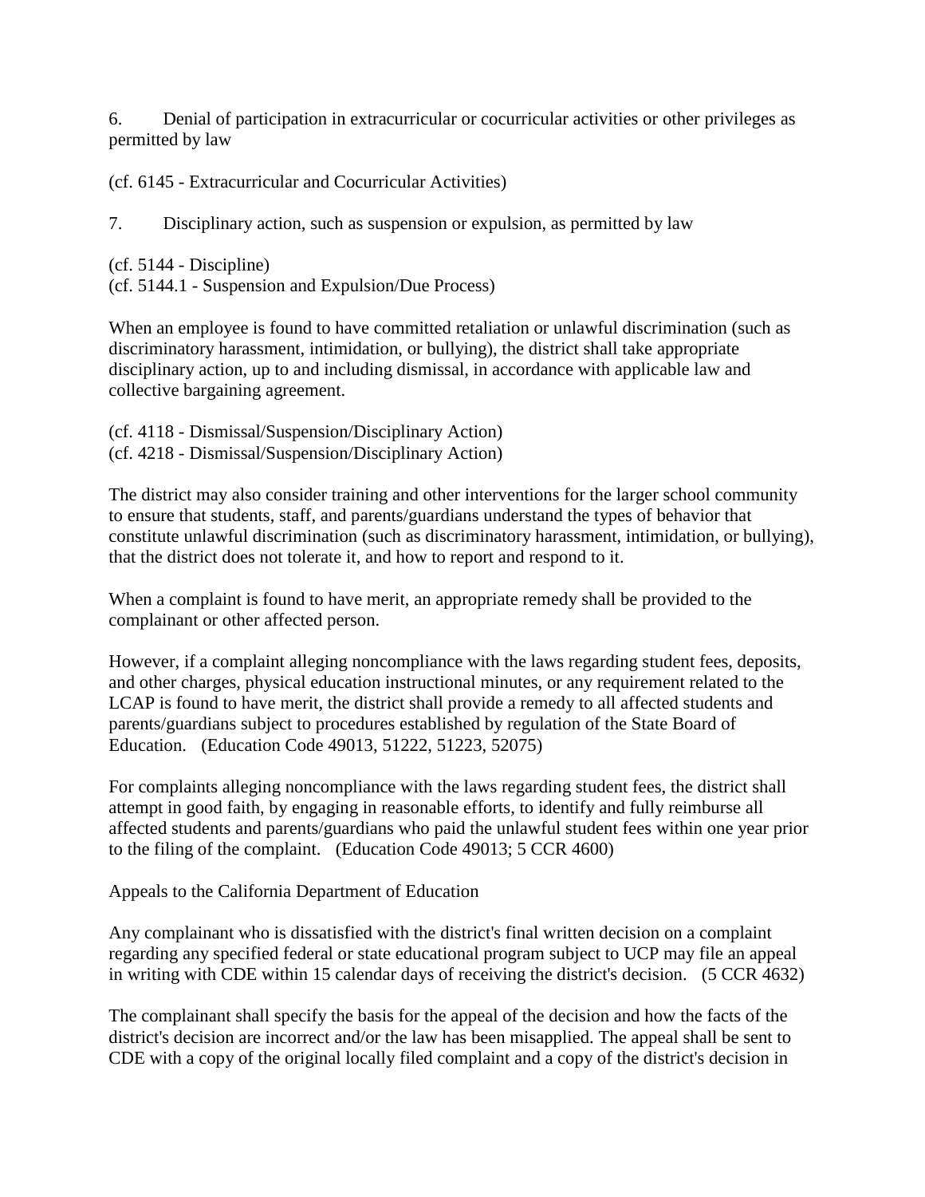6. Denial of participation in extracurricular or cocurricular activities or other privileges as permitted by law

(cf. 6145 - Extracurricular and Cocurricular Activities)

7. Disciplinary action, such as suspension or expulsion, as permitted by law

(cf. 5144 - Discipline)
(cf. 5144.1 - Suspension and Expulsion/Due Process)

When an employee is found to have committed retaliation or unlawful discrimination (such as discriminatory harassment, intimidation, or bullying), the district shall take appropriate disciplinary action, up to and including dismissal, in accordance with applicable law and collective bargaining agreement.

(cf. 4118 - Dismissal/Suspension/Disciplinary Action)
(cf. 4218 - Dismissal/Suspension/Disciplinary Action)

The district may also consider training and other interventions for the larger school community to ensure that students, staff, and parents/guardians understand the types of behavior that constitute unlawful discrimination (such as discriminatory harassment, intimidation, or bullying), that the district does not tolerate it, and how to report and respond to it.

When a complaint is found to have merit, an appropriate remedy shall be provided to the complainant or other affected person.

However, if a complaint alleging noncompliance with the laws regarding student fees, deposits, and other charges, physical education instructional minutes, or any requirement related to the LCAP is found to have merit, the district shall provide a remedy to all affected students and parents/guardians subject to procedures established by regulation of the State Board of Education. (Education Code 49013, 51222, 51223, 52075)

For complaints alleging noncompliance with the laws regarding student fees, the district shall attempt in good faith, by engaging in reasonable efforts, to identify and fully reimburse all affected students and parents/guardians who paid the unlawful student fees within one year prior to the filing of the complaint. (Education Code 49013; 5 CCR 4600)

Appeals to the California Department of Education

Any complainant who is dissatisfied with the district's final written decision on a complaint regarding any specified federal or state educational program subject to UCP may file an appeal in writing with CDE within 15 calendar days of receiving the district's decision. (5 CCR 4632)

The complainant shall specify the basis for the appeal of the decision and how the facts of the district's decision are incorrect and/or the law has been misapplied. The appeal shall be sent to CDE with a copy of the original locally filed complaint and a copy of the district's decision in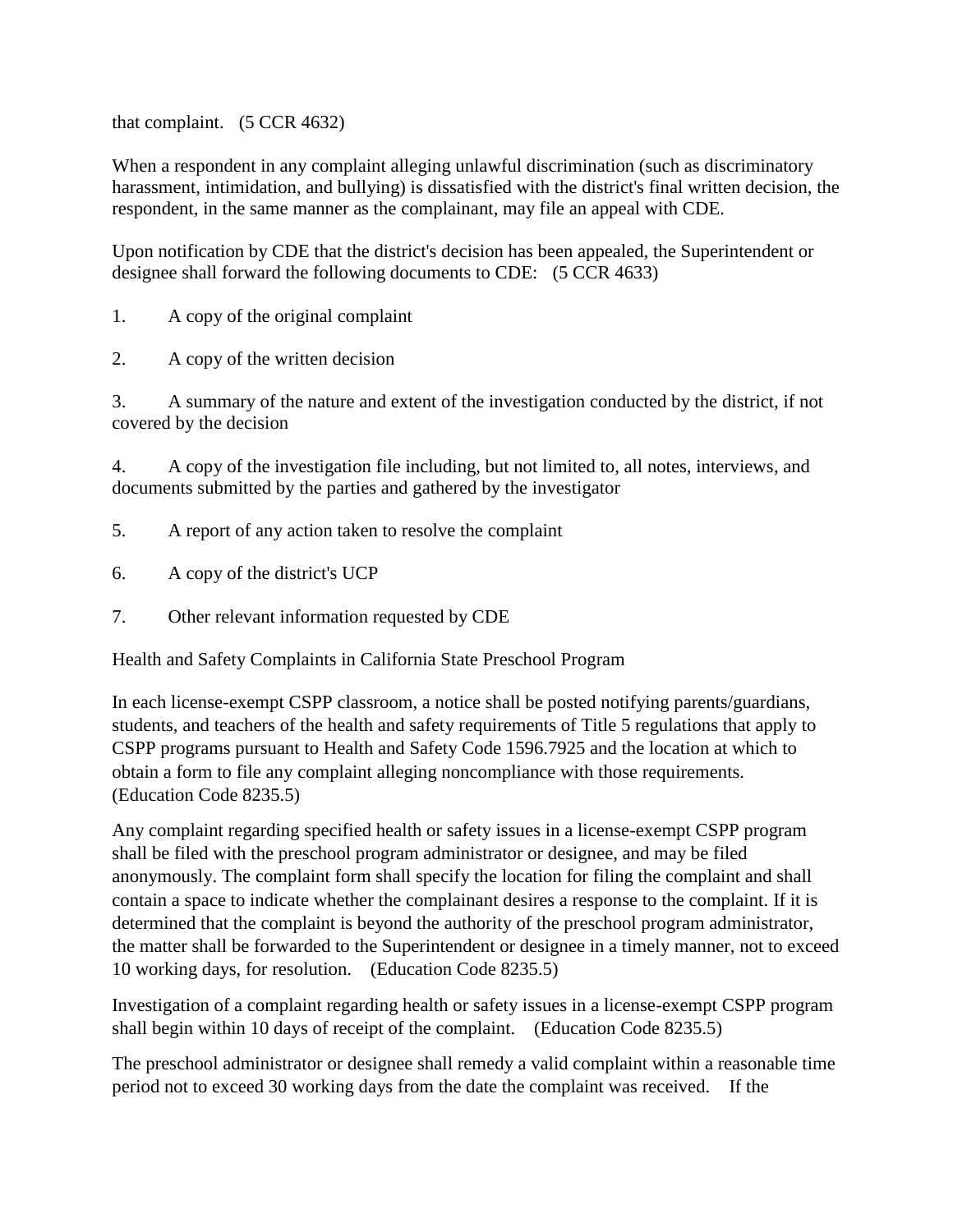that complaint. (5 CCR 4632)

When a respondent in any complaint alleging unlawful discrimination (such as discriminatory harassment, intimidation, and bullying) is dissatisfied with the district's final written decision, the respondent, in the same manner as the complainant, may file an appeal with CDE.

Upon notification by CDE that the district's decision has been appealed, the Superintendent or designee shall forward the following documents to CDE: (5 CCR 4633)

1. A copy of the original complaint
2. A copy of the written decision
3. A summary of the nature and extent of the investigation conducted by the district, if not covered by the decision
4. A copy of the investigation file including, but not limited to, all notes, interviews, and documents submitted by the parties and gathered by the investigator
5. A report of any action taken to resolve the complaint
6. A copy of the district's UCP
7. Other relevant information requested by CDE

Health and Safety Complaints in California State Preschool Program

In each license-exempt CSPP classroom, a notice shall be posted notifying parents/guardians, students, and teachers of the health and safety requirements of Title 5 regulations that apply to CSPP programs pursuant to Health and Safety Code 1596.7925 and the location at which to obtain a form to file any complaint alleging noncompliance with those requirements. (Education Code 8235.5)

Any complaint regarding specified health or safety issues in a license-exempt CSPP program shall be filed with the preschool program administrator or designee, and may be filed anonymously. The complaint form shall specify the location for filing the complaint and shall contain a space to indicate whether the complainant desires a response to the complaint. If it is determined that the complaint is beyond the authority of the preschool program administrator, the matter shall be forwarded to the Superintendent or designee in a timely manner, not to exceed 10 working days, for resolution. (Education Code 8235.5)

Investigation of a complaint regarding health or safety issues in a license-exempt CSPP program shall begin within 10 days of receipt of the complaint. (Education Code 8235.5)

The preschool administrator or designee shall remedy a valid complaint within a reasonable time period not to exceed 30 working days from the date the complaint was received. If the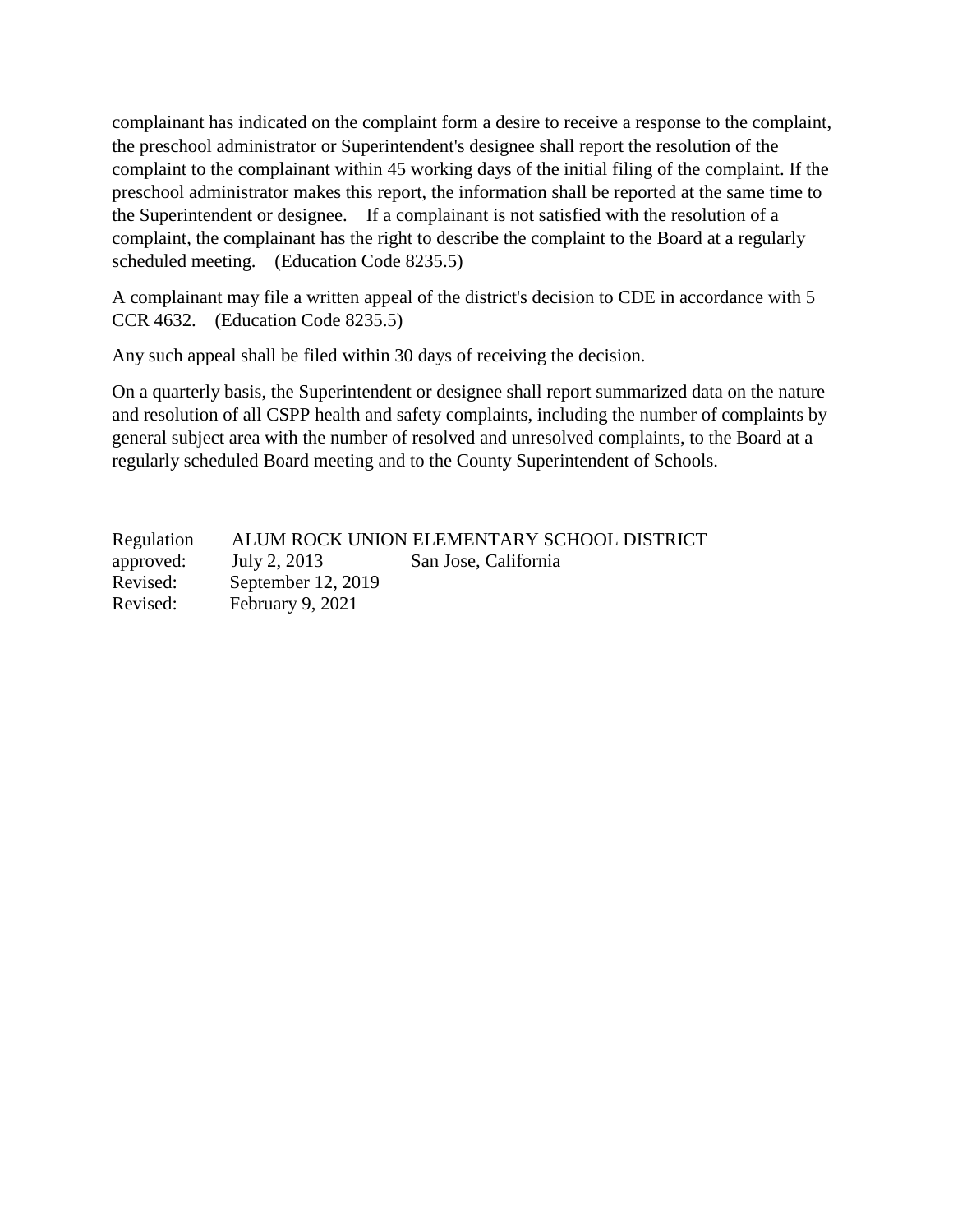complainant has indicated on the complaint form a desire to receive a response to the complaint, the preschool administrator or Superintendent's designee shall report the resolution of the complaint to the complainant within 45 working days of the initial filing of the complaint. If the preschool administrator makes this report, the information shall be reported at the same time to the Superintendent or designee. If a complainant is not satisfied with the resolution of a complaint, the complainant has the right to describe the complaint to the Board at a regularly scheduled meeting. (Education Code 8235.5)

A complainant may file a written appeal of the district's decision to CDE in accordance with 5 CCR 4632. (Education Code 8235.5)

Any such appeal shall be filed within 30 days of receiving the decision.

On a quarterly basis, the Superintendent or designee shall report summarized data on the nature and resolution of all CSPP health and safety complaints, including the number of complaints by general subject area with the number of resolved and unresolved complaints, to the Board at a regularly scheduled Board meeting and to the County Superintendent of Schools.

| | | |
|---|---|---|
| Regulation approved: | July 2, 2013 | ALUM ROCK UNION ELEMENTARY SCHOOL DISTRICT<br>San Jose, California |
| Revised: | September 12, 2019 | |
| Revised: | February 9, 2021 | |